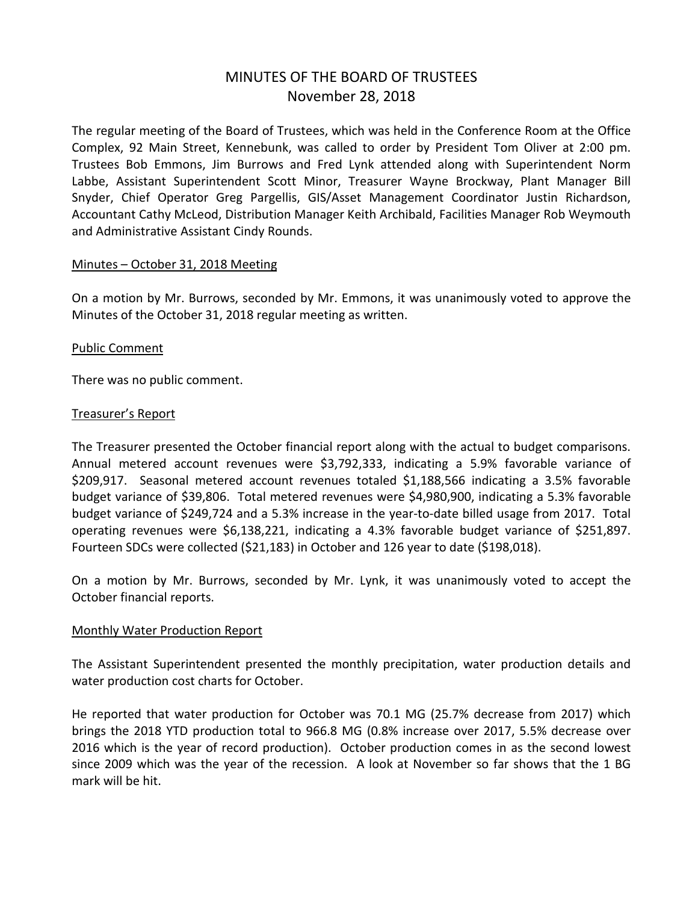# MINUTES OF THE BOARD OF TRUSTEES
## November 28, 2018

The regular meeting of the Board of Trustees, which was held in the Conference Room at the Office Complex, 92 Main Street, Kennebunk, was called to order by President Tom Oliver at 2:00 pm. Trustees Bob Emmons, Jim Burrows and Fred Lynk attended along with Superintendent Norm Labbe, Assistant Superintendent Scott Minor, Treasurer Wayne Brockway, Plant Manager Bill Snyder, Chief Operator Greg Pargellis, GIS/Asset Management Coordinator Justin Richardson, Accountant Cathy McLeod, Distribution Manager Keith Archibald, Facilities Manager Rob Weymouth and Administrative Assistant Cindy Rounds.

<u>Minutes – October 31, 2018 Meeting</u>

On a motion by Mr. Burrows, seconded by Mr. Emmons, it was unanimously voted to approve the Minutes of the October 31, 2018 regular meeting as written.

<u>Public Comment</u>

There was no public comment.

<u>Treasurer's Report</u>

The Treasurer presented the October financial report along with the actual to budget comparisons. Annual metered account revenues were $3,792,333, indicating a 5.9% favorable variance of $209,917. Seasonal metered account revenues totaled $1,188,566 indicating a 3.5% favorable budget variance of $39,806. Total metered revenues were $4,980,900, indicating a 5.3% favorable budget variance of $249,724 and a 5.3% increase in the year-to-date billed usage from 2017. Total operating revenues were $6,138,221, indicating a 4.3% favorable budget variance of $251,897. Fourteen SDCs were collected ($21,183) in October and 126 year to date ($198,018).

On a motion by Mr. Burrows, seconded by Mr. Lynk, it was unanimously voted to accept the October financial reports.

<u>Monthly Water Production Report</u>

The Assistant Superintendent presented the monthly precipitation, water production details and water production cost charts for October.

He reported that water production for October was 70.1 MG (25.7% decrease from 2017) which brings the 2018 YTD production total to 966.8 MG (0.8% increase over 2017, 5.5% decrease over 2016 which is the year of record production). October production comes in as the second lowest since 2009 which was the year of the recession. A look at November so far shows that the 1 BG mark will be hit.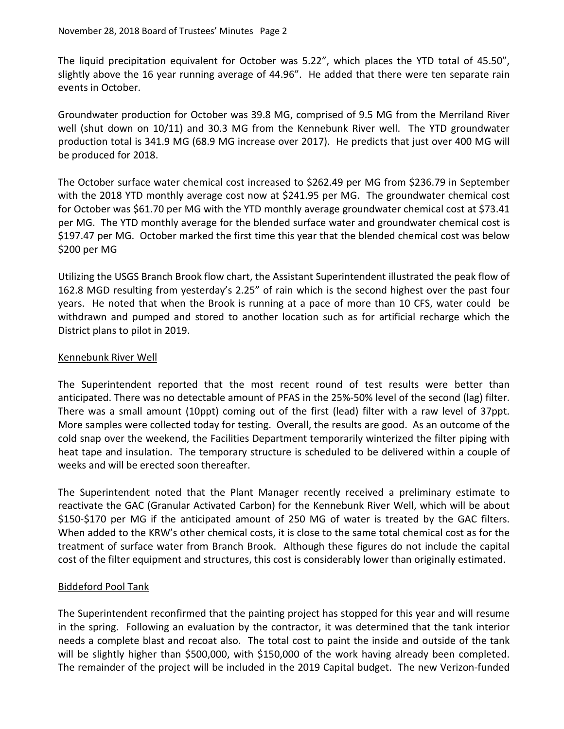The liquid precipitation equivalent for October was 5.22", which places the YTD total of 45.50", slightly above the 16 year running average of 44.96". He added that there were ten separate rain events in October.

Groundwater production for October was 39.8 MG, comprised of 9.5 MG from the Merriland River well (shut down on 10/11) and 30.3 MG from the Kennebunk River well. The YTD groundwater production total is 341.9 MG (68.9 MG increase over 2017). He predicts that just over 400 MG will be produced for 2018.

The October surface water chemical cost increased to $262.49 per MG from $236.79 in September with the 2018 YTD monthly average cost now at $241.95 per MG. The groundwater chemical cost for October was $61.70 per MG with the YTD monthly average groundwater chemical cost at $73.41 per MG. The YTD monthly average for the blended surface water and groundwater chemical cost is $197.47 per MG. October marked the first time this year that the blended chemical cost was below $200 per MG

Utilizing the USGS Branch Brook flow chart, the Assistant Superintendent illustrated the peak flow of 162.8 MGD resulting from yesterday's 2.25" of rain which is the second highest over the past four years. He noted that when the Brook is running at a pace of more than 10 CFS, water could be withdrawn and pumped and stored to another location such as for artificial recharge which the District plans to pilot in 2019.

## Kennebunk River Well

The Superintendent reported that the most recent round of test results were better than anticipated. There was no detectable amount of PFAS in the 25%-50% level of the second (lag) filter. There was a small amount (10ppt) coming out of the first (lead) filter with a raw level of 37ppt. More samples were collected today for testing. Overall, the results are good. As an outcome of the cold snap over the weekend, the Facilities Department temporarily winterized the filter piping with heat tape and insulation. The temporary structure is scheduled to be delivered within a couple of weeks and will be erected soon thereafter.

The Superintendent noted that the Plant Manager recently received a preliminary estimate to reactivate the GAC (Granular Activated Carbon) for the Kennebunk River Well, which will be about $150-$170 per MG if the anticipated amount of 250 MG of water is treated by the GAC filters. When added to the KRW's other chemical costs, it is close to the same total chemical cost as for the treatment of surface water from Branch Brook. Although these figures do not include the capital cost of the filter equipment and structures, this cost is considerably lower than originally estimated.

## Biddeford Pool Tank

The Superintendent reconfirmed that the painting project has stopped for this year and will resume in the spring. Following an evaluation by the contractor, it was determined that the tank interior needs a complete blast and recoat also. The total cost to paint the inside and outside of the tank will be slightly higher than $500,000, with $150,000 of the work having already been completed. The remainder of the project will be included in the 2019 Capital budget. The new Verizon-funded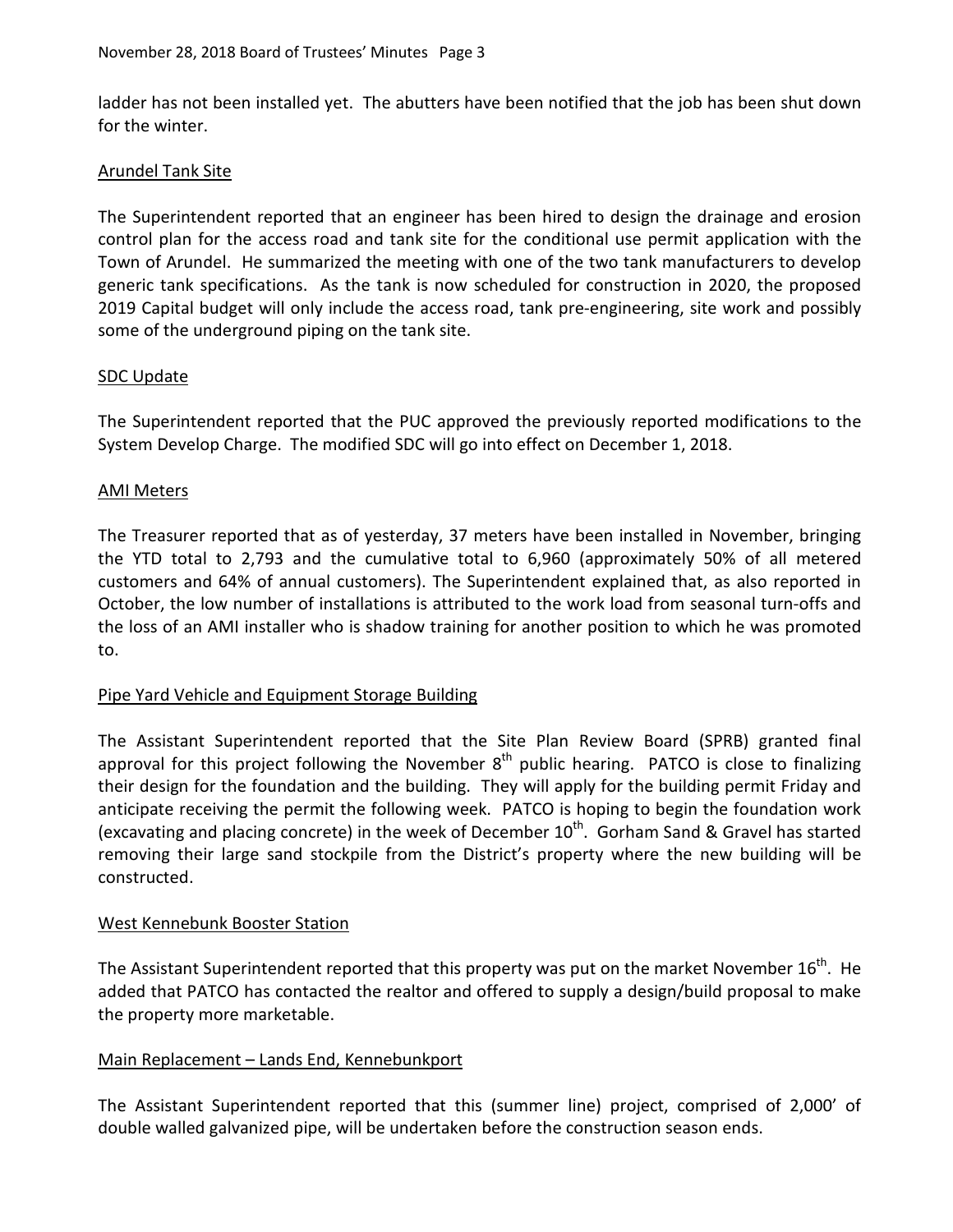ladder has not been installed yet. The abutters have been notified that the job has been shut down for the winter.

## Arundel Tank Site

The Superintendent reported that an engineer has been hired to design the drainage and erosion control plan for the access road and tank site for the conditional use permit application with the Town of Arundel. He summarized the meeting with one of the two tank manufacturers to develop generic tank specifications. As the tank is now scheduled for construction in 2020, the proposed 2019 Capital budget will only include the access road, tank pre-engineering, site work and possibly some of the underground piping on the tank site.

## SDC Update

The Superintendent reported that the PUC approved the previously reported modifications to the System Develop Charge. The modified SDC will go into effect on December 1, 2018.

## AMI Meters

The Treasurer reported that as of yesterday, 37 meters have been installed in November, bringing the YTD total to 2,793 and the cumulative total to 6,960 (approximately 50% of all metered customers and 64% of annual customers). The Superintendent explained that, as also reported in October, the low number of installations is attributed to the work load from seasonal turn-offs and the loss of an AMI installer who is shadow training for another position to which he was promoted to.

## Pipe Yard Vehicle and Equipment Storage Building

The Assistant Superintendent reported that the Site Plan Review Board (SPRB) granted final approval for this project following the November 8th public hearing. PATCO is close to finalizing their design for the foundation and the building. They will apply for the building permit Friday and anticipate receiving the permit the following week. PATCO is hoping to begin the foundation work (excavating and placing concrete) in the week of December 10th. Gorham Sand & Gravel has started removing their large sand stockpile from the District's property where the new building will be constructed.

## West Kennebunk Booster Station

The Assistant Superintendent reported that this property was put on the market November 16th. He added that PATCO has contacted the realtor and offered to supply a design/build proposal to make the property more marketable.

## Main Replacement – Lands End, Kennebunkport

The Assistant Superintendent reported that this (summer line) project, comprised of 2,000' of double walled galvanized pipe, will be undertaken before the construction season ends.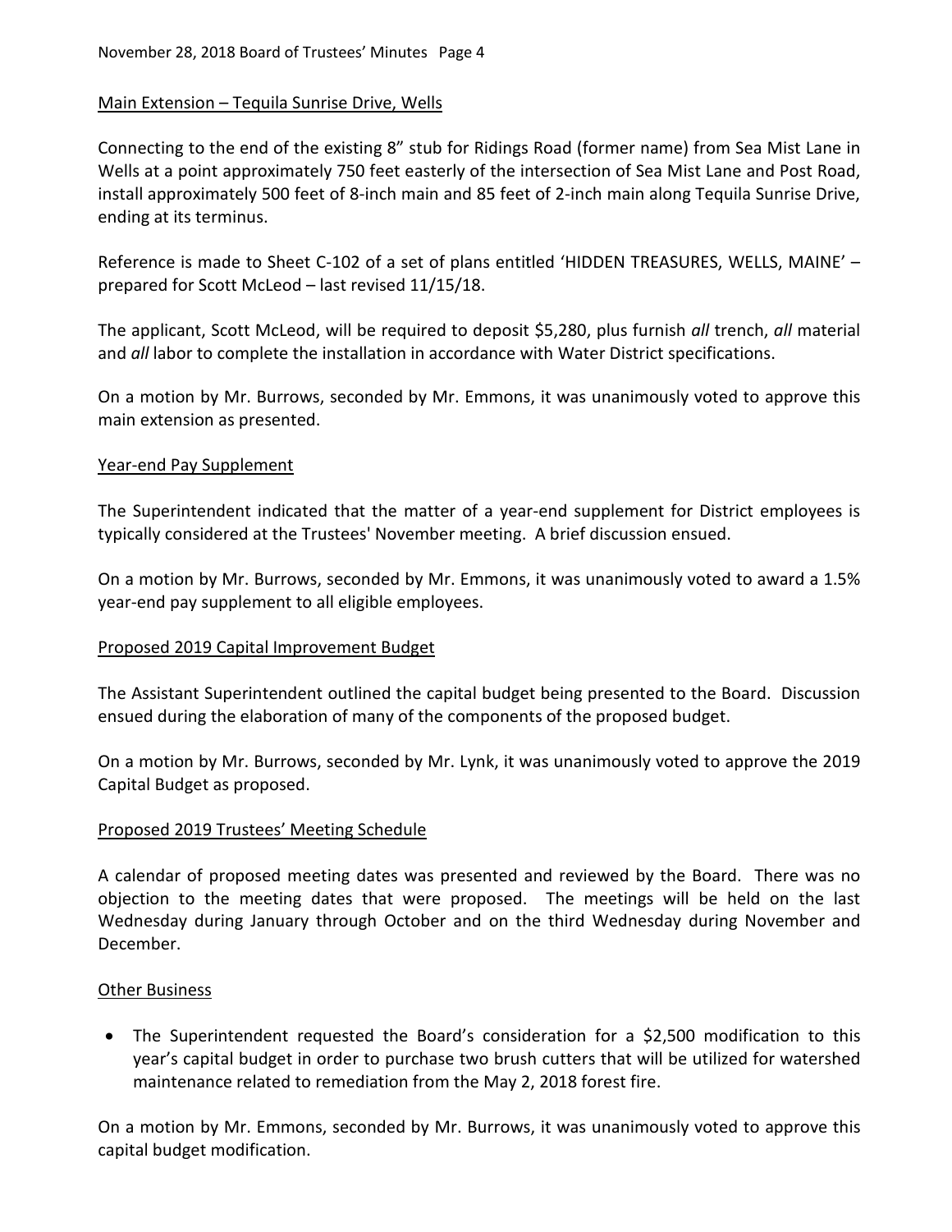Main Extension – Tequila Sunrise Drive, Wells

Connecting to the end of the existing 8" stub for Ridings Road (former name) from Sea Mist Lane in Wells at a point approximately 750 feet easterly of the intersection of Sea Mist Lane and Post Road, install approximately 500 feet of 8-inch main and 85 feet of 2-inch main along Tequila Sunrise Drive, ending at its terminus.

Reference is made to Sheet C-102 of a set of plans entitled 'HIDDEN TREASURES, WELLS, MAINE' – prepared for Scott McLeod – last revised 11/15/18.

The applicant, Scott McLeod, will be required to deposit $5,280, plus furnish *all* trench, *all* material and *all* labor to complete the installation in accordance with Water District specifications.

On a motion by Mr. Burrows, seconded by Mr. Emmons, it was unanimously voted to approve this main extension as presented.

Year-end Pay Supplement

The Superintendent indicated that the matter of a year-end supplement for District employees is typically considered at the Trustees' November meeting. A brief discussion ensued.

On a motion by Mr. Burrows, seconded by Mr. Emmons, it was unanimously voted to award a 1.5% year-end pay supplement to all eligible employees.

Proposed 2019 Capital Improvement Budget

The Assistant Superintendent outlined the capital budget being presented to the Board. Discussion ensued during the elaboration of many of the components of the proposed budget.

On a motion by Mr. Burrows, seconded by Mr. Lynk, it was unanimously voted to approve the 2019 Capital Budget as proposed.

Proposed 2019 Trustees' Meeting Schedule

A calendar of proposed meeting dates was presented and reviewed by the Board. There was no objection to the meeting dates that were proposed. The meetings will be held on the last Wednesday during January through October and on the third Wednesday during November and December.

Other Business

- The Superintendent requested the Board's consideration for a $2,500 modification to this year's capital budget in order to purchase two brush cutters that will be utilized for watershed maintenance related to remediation from the May 2, 2018 forest fire.

On a motion by Mr. Emmons, seconded by Mr. Burrows, it was unanimously voted to approve this capital budget modification.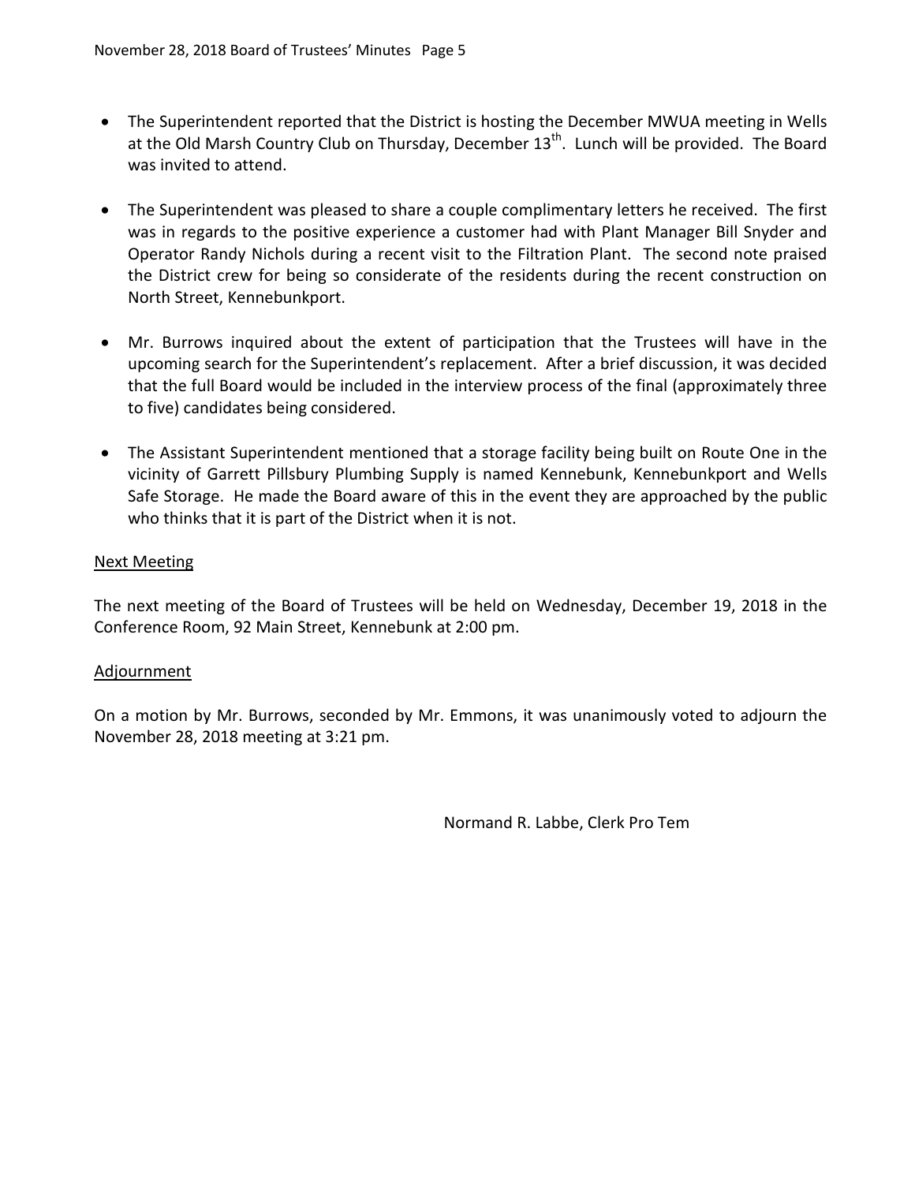- The Superintendent reported that the District is hosting the December MWUA meeting in Wells at the Old Marsh Country Club on Thursday, December 13th. Lunch will be provided. The Board was invited to attend.

- The Superintendent was pleased to share a couple complimentary letters he received. The first was in regards to the positive experience a customer had with Plant Manager Bill Snyder and Operator Randy Nichols during a recent visit to the Filtration Plant. The second note praised the District crew for being so considerate of the residents during the recent construction on North Street, Kennebunkport.

- Mr. Burrows inquired about the extent of participation that the Trustees will have in the upcoming search for the Superintendent's replacement. After a brief discussion, it was decided that the full Board would be included in the interview process of the final (approximately three to five) candidates being considered.

- The Assistant Superintendent mentioned that a storage facility being built on Route One in the vicinity of Garrett Pillsbury Plumbing Supply is named Kennebunk, Kennebunkport and Wells Safe Storage. He made the Board aware of this in the event they are approached by the public who thinks that it is part of the District when it is not.

<u>Next Meeting</u>

The next meeting of the Board of Trustees will be held on Wednesday, December 19, 2018 in the Conference Room, 92 Main Street, Kennebunk at 2:00 pm.

<u>Adjournment</u>

On a motion by Mr. Burrows, seconded by Mr. Emmons, it was unanimously voted to adjourn the November 28, 2018 meeting at 3:21 pm.

Normand R. Labbe, Clerk Pro Tem